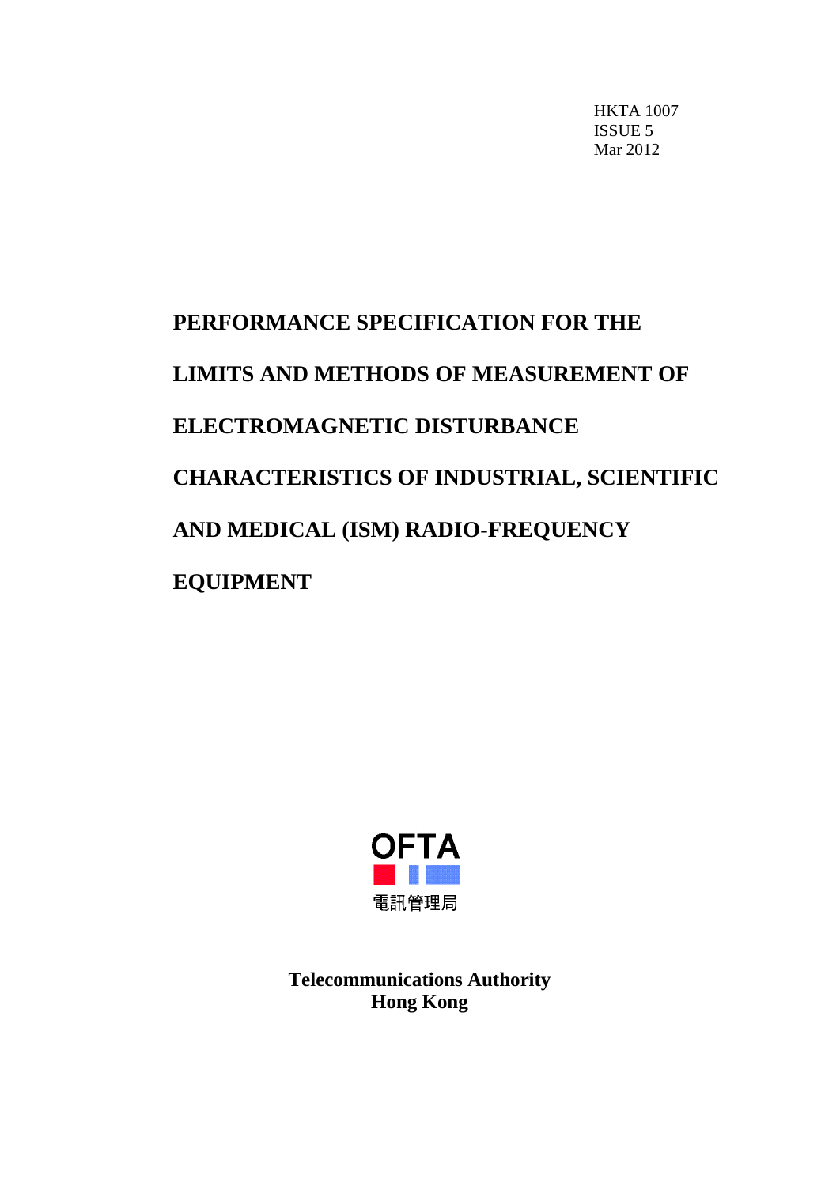HKTA 1007
ISSUE 5
Mar 2012

# PERFORMANCE SPECIFICATION FOR THE LIMITS AND METHODS OF MEASUREMENT OF ELECTROMAGNETIC DISTURBANCE CHARACTERISTICS OF INDUSTRIAL, SCIENTIFIC AND MEDICAL (ISM) RADIO-FREQUENCY EQUIPMENT

OFTA

電訊管理局

**Telecommunications Authority**
**Hong Kong**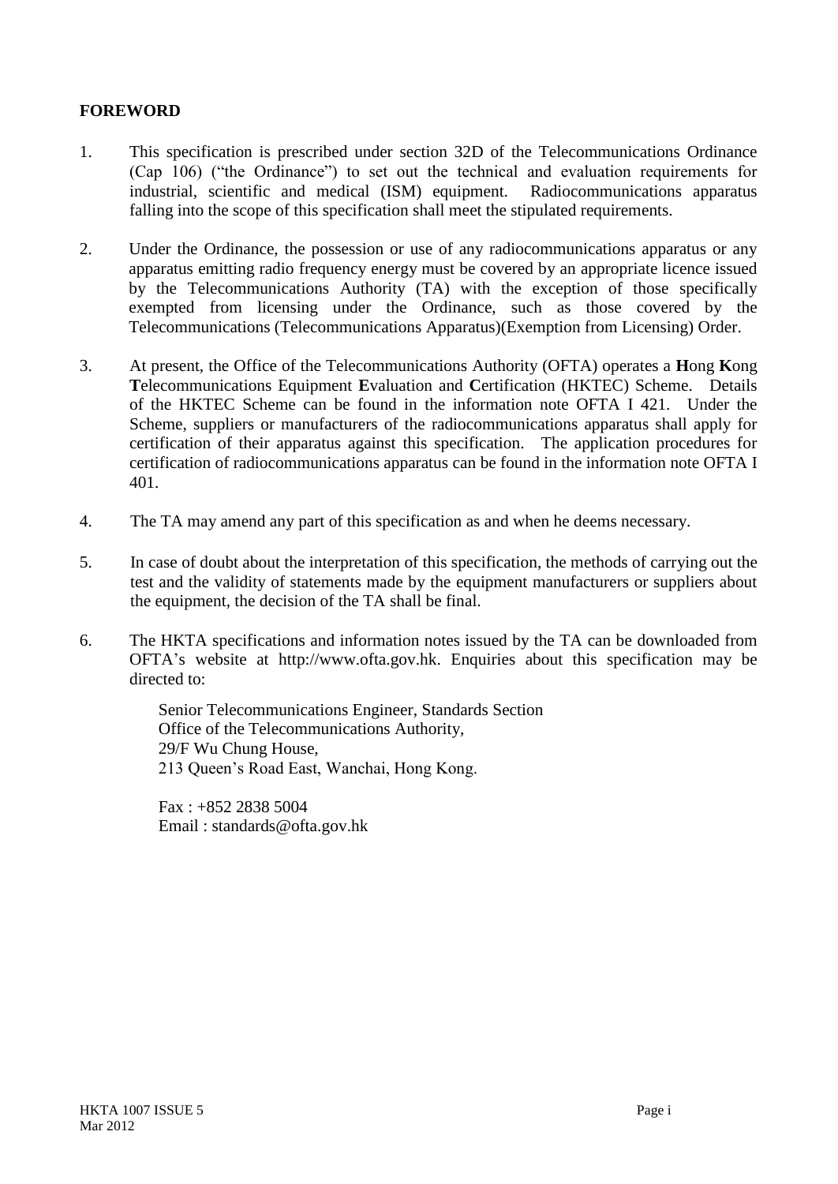## FOREWORD

1. This specification is prescribed under section 32D of the Telecommunications Ordinance (Cap 106) ("the Ordinance") to set out the technical and evaluation requirements for industrial, scientific and medical (ISM) equipment. Radiocommunications apparatus falling into the scope of this specification shall meet the stipulated requirements.

2. Under the Ordinance, the possession or use of any radiocommunications apparatus or any apparatus emitting radio frequency energy must be covered by an appropriate licence issued by the Telecommunications Authority (TA) with the exception of those specifically exempted from licensing under the Ordinance, such as those covered by the Telecommunications (Telecommunications Apparatus)(Exemption from Licensing) Order.

3. At present, the Office of the Telecommunications Authority (OFTA) operates a **H**ong **K**ong **T**elecommunications Equipment **E**valuation and **C**ertification (HKTEC) Scheme. Details of the HKTEC Scheme can be found in the information note OFTA I 421. Under the Scheme, suppliers or manufacturers of the radiocommunications apparatus shall apply for certification of their apparatus against this specification. The application procedures for certification of radiocommunications apparatus can be found in the information note OFTA I 401.

4. The TA may amend any part of this specification as and when he deems necessary.

5. In case of doubt about the interpretation of this specification, the methods of carrying out the test and the validity of statements made by the equipment manufacturers or suppliers about the equipment, the decision of the TA shall be final.

6. The HKTA specifications and information notes issued by the TA can be downloaded from OFTA's website at http://www.ofta.gov.hk. Enquiries about this specification may be directed to:

   Senior Telecommunications Engineer, Standards Section
   Office of the Telecommunications Authority,
   29/F Wu Chung House,
   213 Queen's Road East, Wanchai, Hong Kong.

   Fax : +852 2838 5004
   Email : standards@ofta.gov.hk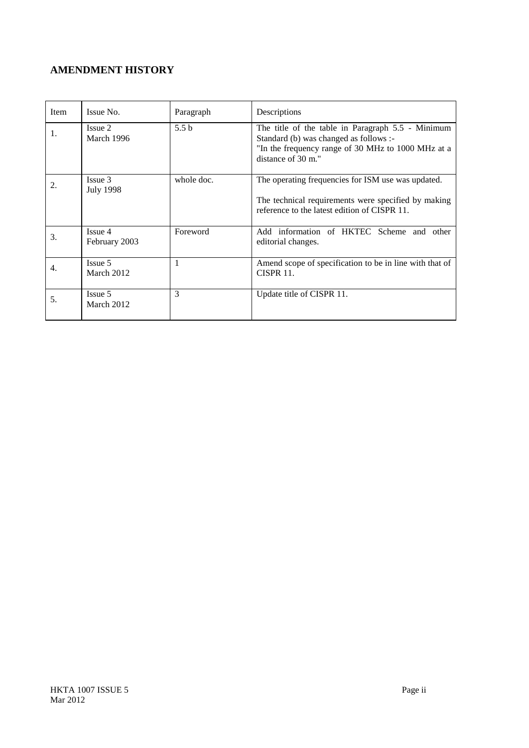## AMENDMENT HISTORY

| Item | Issue No. | Paragraph | Descriptions |
|---|---|---|---|
| 1. | Issue 2<br>March 1996 | 5.5 b | The title of the table in Paragraph 5.5 - Minimum Standard (b) was changed as follows :-<br>"In the frequency range of 30 MHz to 1000 MHz at a distance of 30 m." |
| 2. | Issue 3<br>July 1998 | whole doc. | The operating frequencies for ISM use was updated.<br><br>The technical requirements were specified by making reference to the latest edition of CISPR 11. |
| 3. | Issue 4<br>February 2003 | Foreword | Add information of HKTEC Scheme and other editorial changes. |
| 4. | Issue 5<br>March 2012 | 1 | Amend scope of specification to be in line with that of CISPR 11. |
| 5. | Issue 5<br>March 2012 | 3 | Update title of CISPR 11. |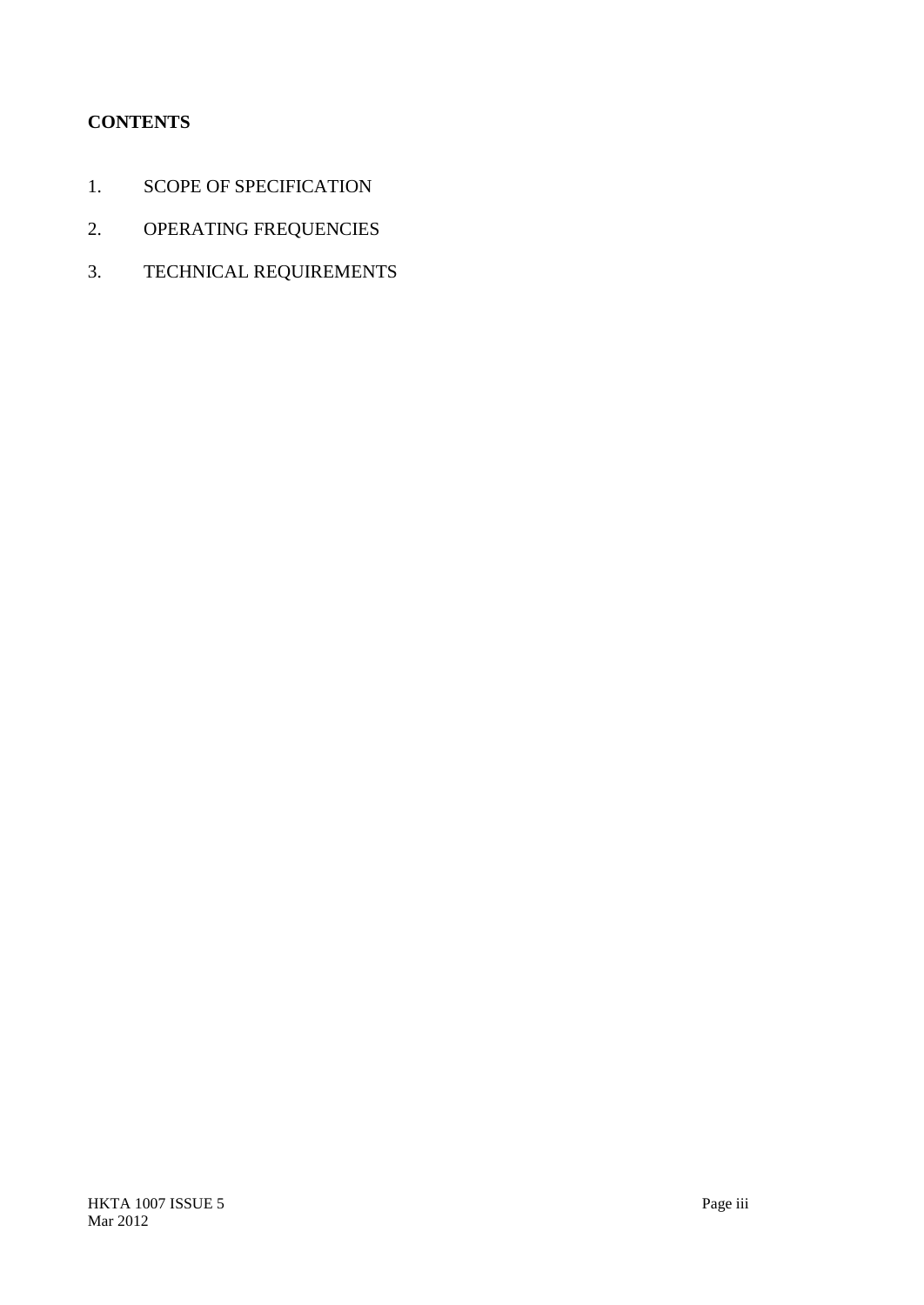**CONTENTS**

1. SCOPE OF SPECIFICATION
2. OPERATING FREQUENCIES
3. TECHNICAL REQUIREMENTS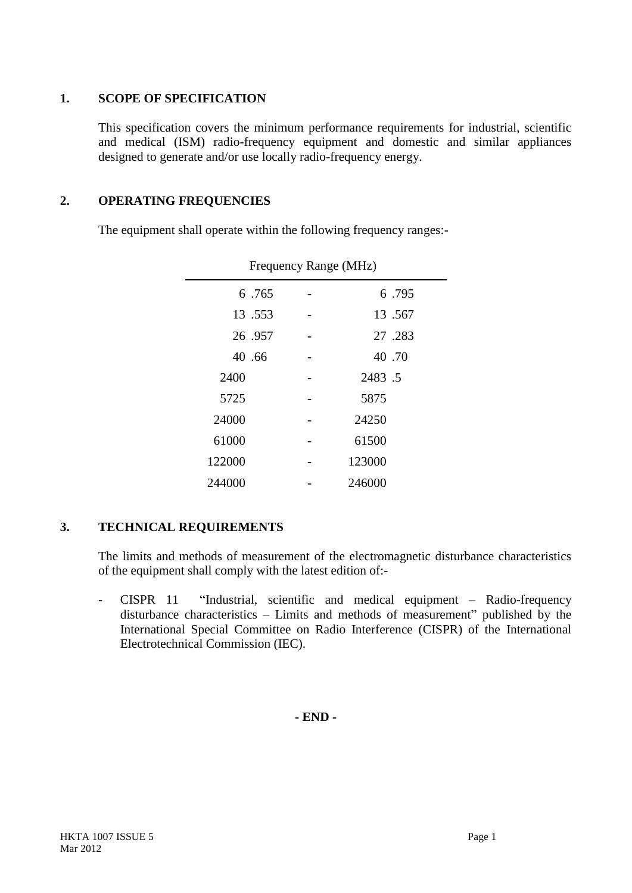## 1. SCOPE OF SPECIFICATION

This specification covers the minimum performance requirements for industrial, scientific and medical (ISM) radio-frequency equipment and domestic and similar appliances designed to generate and/or use locally radio-frequency energy.

## 2. OPERATING FREQUENCIES

The equipment shall operate within the following frequency ranges:-

| Frequency Range (MHz) | | |
|---|---|---|
| 6 .765 | - | 6 .795 |
| 13 .553 | - | 13 .567 |
| 26 .957 | - | 27 .283 |
| 40 .66 | - | 40 .70 |
| 2400 | - | 2483 .5 |
| 5725 | - | 5875 |
| 24000 | - | 24250 |
| 61000 | - | 61500 |
| 122000 | - | 123000 |
| 244000 | - | 246000 |

## 3. TECHNICAL REQUIREMENTS

The limits and methods of measurement of the electromagnetic disturbance characteristics of the equipment shall comply with the latest edition of:-

- CISPR 11 "Industrial, scientific and medical equipment – Radio-frequency disturbance characteristics – Limits and methods of measurement" published by the International Special Committee on Radio Interference (CISPR) of the International Electrotechnical Commission (IEC).

**- END -**